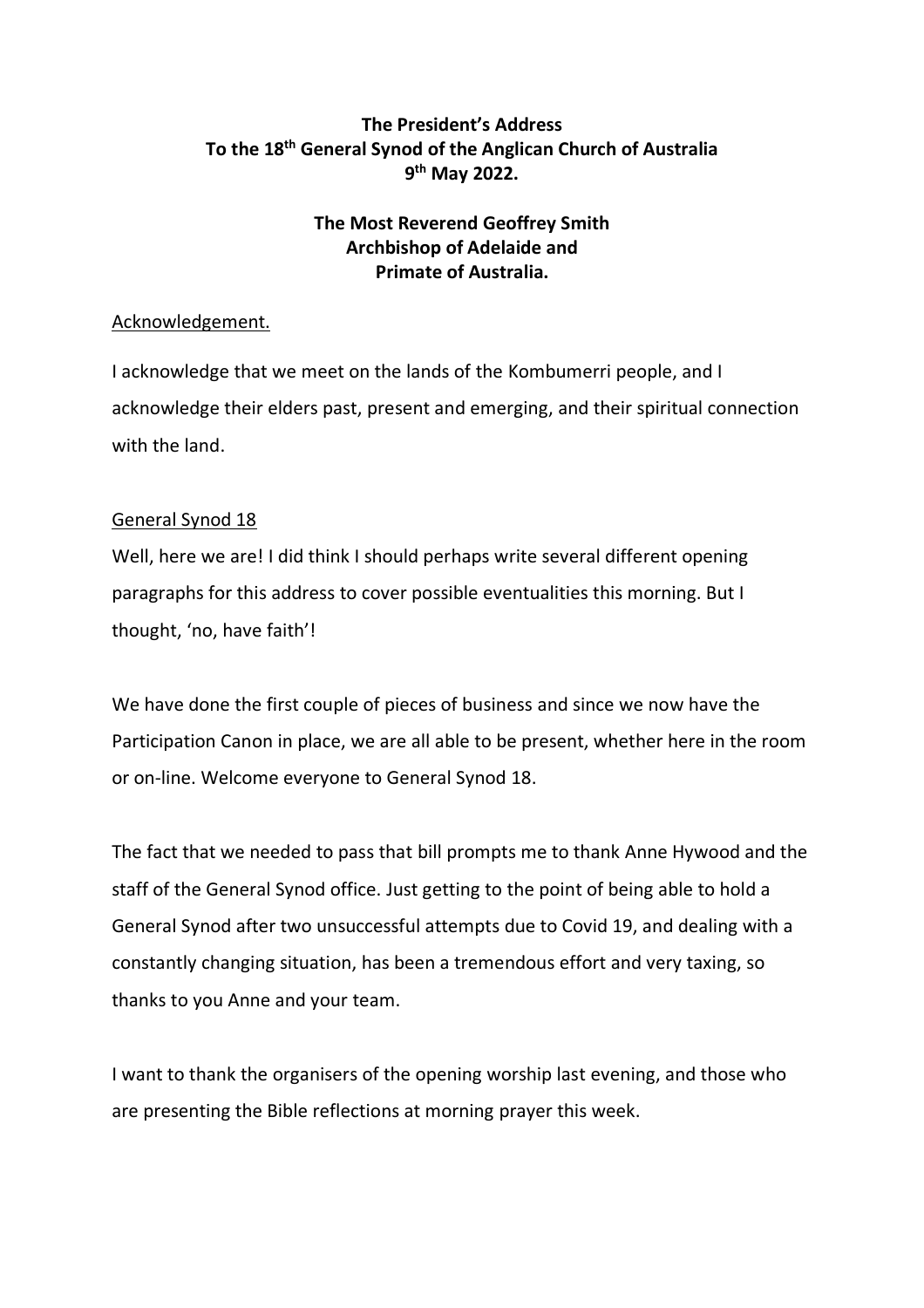**The President's Address**
**To the 18th General Synod of the Anglican Church of Australia**
**9th May 2022.**

**The Most Reverend Geoffrey Smith**
**Archbishop of Adelaide and**
**Primate of Australia.**

## Acknowledgement.

I acknowledge that we meet on the lands of the Kombumerri people, and I acknowledge their elders past, present and emerging, and their spiritual connection with the land.

## General Synod 18

Well, here we are! I did think I should perhaps write several different opening paragraphs for this address to cover possible eventualities this morning. But I thought, 'no, have faith'!

We have done the first couple of pieces of business and since we now have the Participation Canon in place, we are all able to be present, whether here in the room or on-line. Welcome everyone to General Synod 18.

The fact that we needed to pass that bill prompts me to thank Anne Hywood and the staff of the General Synod office. Just getting to the point of being able to hold a General Synod after two unsuccessful attempts due to Covid 19, and dealing with a constantly changing situation, has been a tremendous effort and very taxing, so thanks to you Anne and your team.

I want to thank the organisers of the opening worship last evening, and those who are presenting the Bible reflections at morning prayer this week.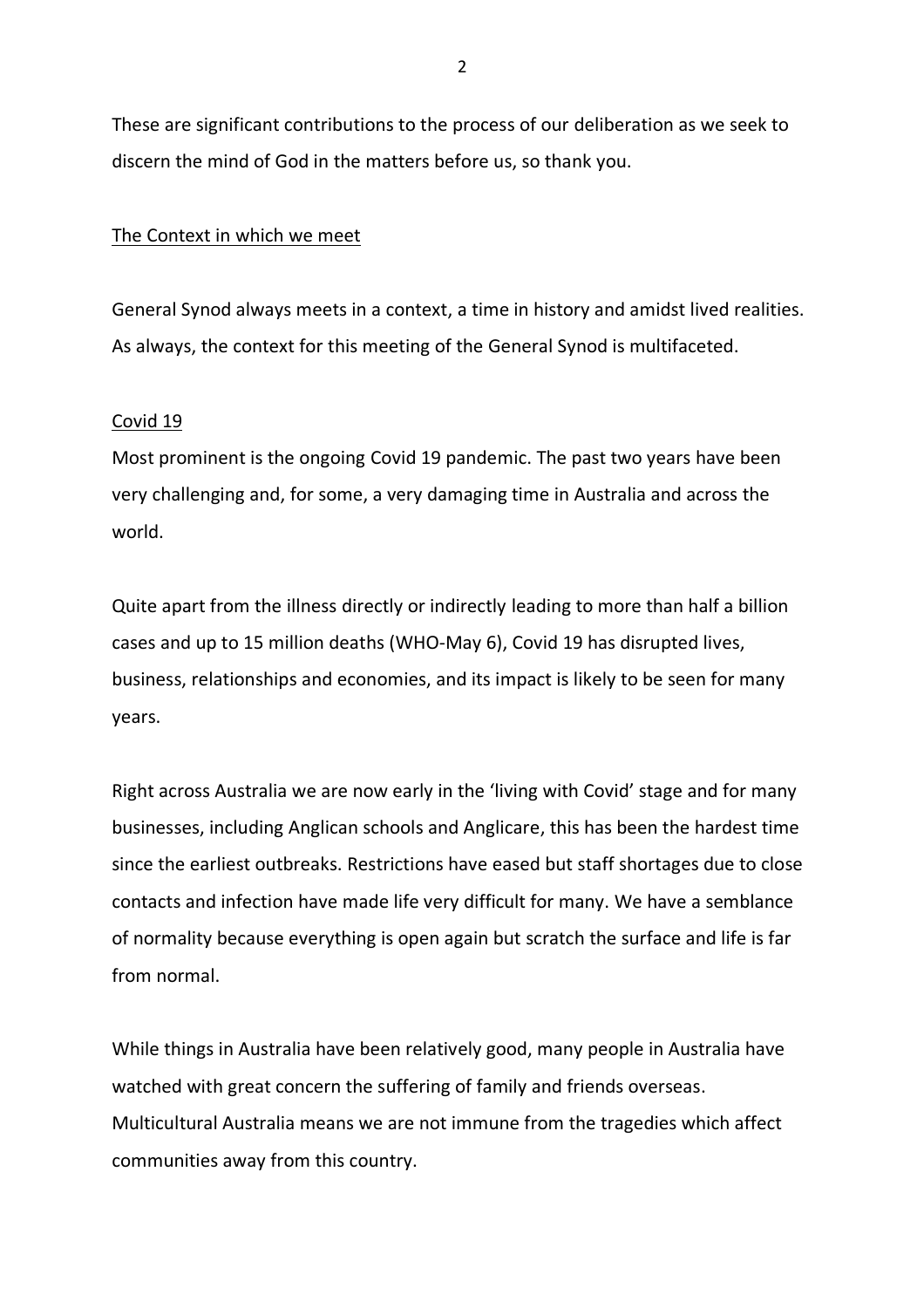These are significant contributions to the process of our deliberation as we seek to discern the mind of God in the matters before us, so thank you.

## The Context in which we meet

General Synod always meets in a context, a time in history and amidst lived realities. As always, the context for this meeting of the General Synod is multifaceted.

### Covid 19

Most prominent is the ongoing Covid 19 pandemic. The past two years have been very challenging and, for some, a very damaging time in Australia and across the world.

Quite apart from the illness directly or indirectly leading to more than half a billion cases and up to 15 million deaths (WHO-May 6), Covid 19 has disrupted lives, business, relationships and economies, and its impact is likely to be seen for many years.

Right across Australia we are now early in the 'living with Covid' stage and for many businesses, including Anglican schools and Anglicare, this has been the hardest time since the earliest outbreaks. Restrictions have eased but staff shortages due to close contacts and infection have made life very difficult for many. We have a semblance of normality because everything is open again but scratch the surface and life is far from normal.

While things in Australia have been relatively good, many people in Australia have watched with great concern the suffering of family and friends overseas. Multicultural Australia means we are not immune from the tragedies which affect communities away from this country.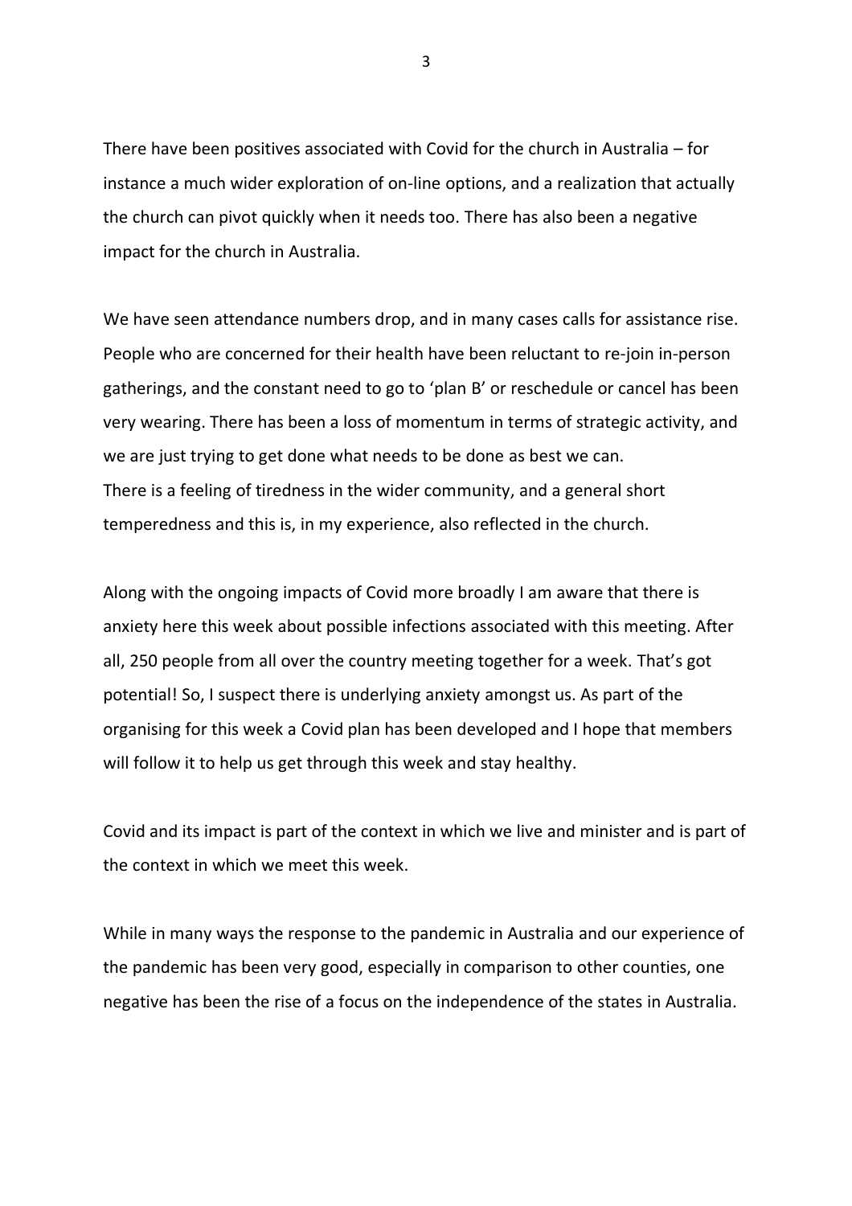There have been positives associated with Covid for the church in Australia – for instance a much wider exploration of on-line options, and a realization that actually the church can pivot quickly when it needs too. There has also been a negative impact for the church in Australia.

We have seen attendance numbers drop, and in many cases calls for assistance rise. People who are concerned for their health have been reluctant to re-join in-person gatherings, and the constant need to go to 'plan B' or reschedule or cancel has been very wearing. There has been a loss of momentum in terms of strategic activity, and we are just trying to get done what needs to be done as best we can.
There is a feeling of tiredness in the wider community, and a general short temperedness and this is, in my experience, also reflected in the church.

Along with the ongoing impacts of Covid more broadly I am aware that there is anxiety here this week about possible infections associated with this meeting. After all, 250 people from all over the country meeting together for a week. That's got potential! So, I suspect there is underlying anxiety amongst us. As part of the organising for this week a Covid plan has been developed and I hope that members will follow it to help us get through this week and stay healthy.

Covid and its impact is part of the context in which we live and minister and is part of the context in which we meet this week.

While in many ways the response to the pandemic in Australia and our experience of the pandemic has been very good, especially in comparison to other counties, one negative has been the rise of a focus on the independence of the states in Australia.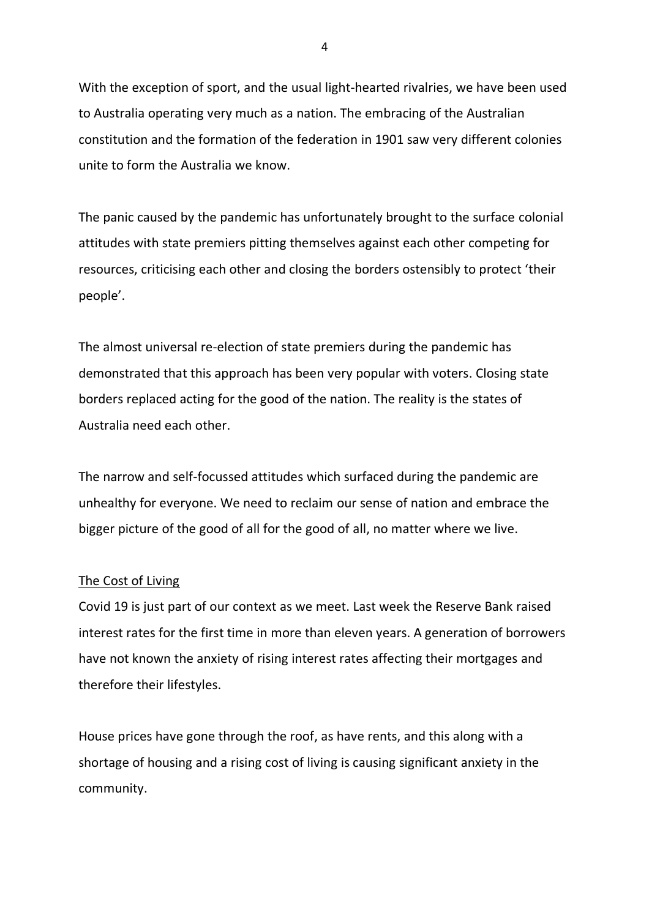With the exception of sport, and the usual light-hearted rivalries, we have been used to Australia operating very much as a nation. The embracing of the Australian constitution and the formation of the federation in 1901 saw very different colonies unite to form the Australia we know.

The panic caused by the pandemic has unfortunately brought to the surface colonial attitudes with state premiers pitting themselves against each other competing for resources, criticising each other and closing the borders ostensibly to protect 'their people'.

The almost universal re-election of state premiers during the pandemic has demonstrated that this approach has been very popular with voters. Closing state borders replaced acting for the good of the nation. The reality is the states of Australia need each other.

The narrow and self-focussed attitudes which surfaced during the pandemic are unhealthy for everyone. We need to reclaim our sense of nation and embrace the bigger picture of the good of all for the good of all, no matter where we live.

<u>The Cost of Living</u>

Covid 19 is just part of our context as we meet. Last week the Reserve Bank raised interest rates for the first time in more than eleven years. A generation of borrowers have not known the anxiety of rising interest rates affecting their mortgages and therefore their lifestyles.

House prices have gone through the roof, as have rents, and this along with a shortage of housing and a rising cost of living is causing significant anxiety in the community.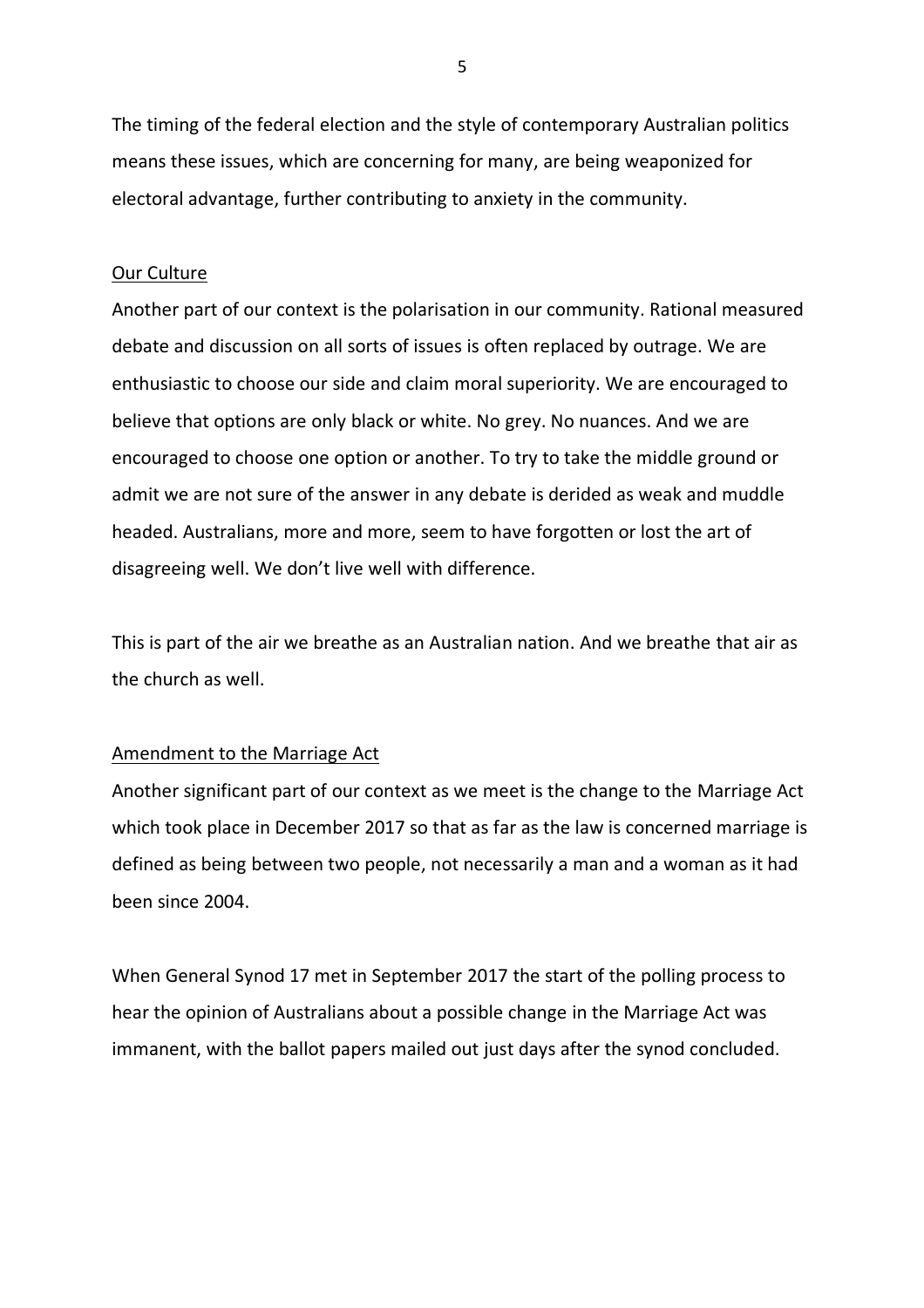The timing of the federal election and the style of contemporary Australian politics means these issues, which are concerning for many, are being weaponized for electoral advantage, further contributing to anxiety in the community.

Our Culture

Another part of our context is the polarisation in our community. Rational measured debate and discussion on all sorts of issues is often replaced by outrage. We are enthusiastic to choose our side and claim moral superiority. We are encouraged to believe that options are only black or white. No grey. No nuances. And we are encouraged to choose one option or another. To try to take the middle ground or admit we are not sure of the answer in any debate is derided as weak and muddle headed. Australians, more and more, seem to have forgotten or lost the art of disagreeing well. We don't live well with difference.

This is part of the air we breathe as an Australian nation. And we breathe that air as the church as well.

Amendment to the Marriage Act

Another significant part of our context as we meet is the change to the Marriage Act which took place in December 2017 so that as far as the law is concerned marriage is defined as being between two people, not necessarily a man and a woman as it had been since 2004.

When General Synod 17 met in September 2017 the start of the polling process to hear the opinion of Australians about a possible change in the Marriage Act was immanent, with the ballot papers mailed out just days after the synod concluded.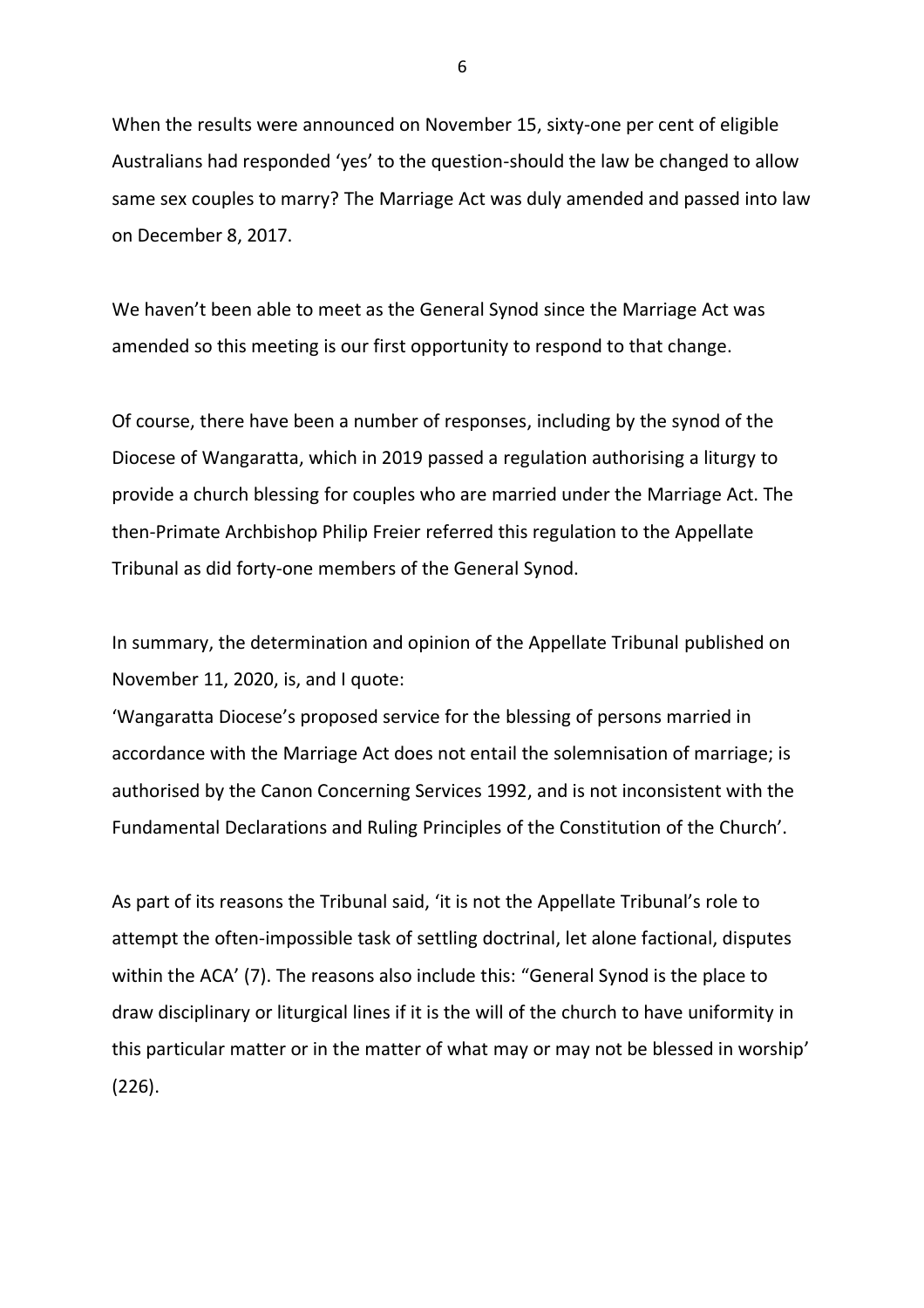When the results were announced on November 15, sixty-one per cent of eligible Australians had responded 'yes' to the question-should the law be changed to allow same sex couples to marry? The Marriage Act was duly amended and passed into law on December 8, 2017.

We haven't been able to meet as the General Synod since the Marriage Act was amended so this meeting is our first opportunity to respond to that change.

Of course, there have been a number of responses, including by the synod of the Diocese of Wangaratta, which in 2019 passed a regulation authorising a liturgy to provide a church blessing for couples who are married under the Marriage Act. The then-Primate Archbishop Philip Freier referred this regulation to the Appellate Tribunal as did forty-one members of the General Synod.

In summary, the determination and opinion of the Appellate Tribunal published on November 11, 2020, is, and I quote:

'Wangaratta Diocese's proposed service for the blessing of persons married in accordance with the Marriage Act does not entail the solemnisation of marriage; is authorised by the Canon Concerning Services 1992, and is not inconsistent with the Fundamental Declarations and Ruling Principles of the Constitution of the Church'.

As part of its reasons the Tribunal said, 'it is not the Appellate Tribunal's role to attempt the often-impossible task of settling doctrinal, let alone factional, disputes within the ACA' (7). The reasons also include this: "General Synod is the place to draw disciplinary or liturgical lines if it is the will of the church to have uniformity in this particular matter or in the matter of what may or may not be blessed in worship' (226).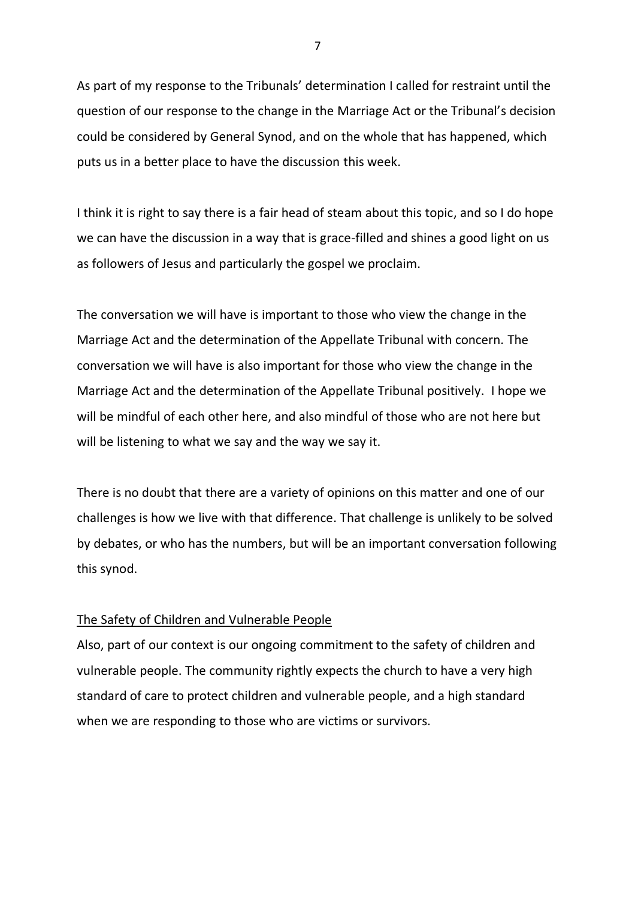As part of my response to the Tribunals' determination I called for restraint until the question of our response to the change in the Marriage Act or the Tribunal's decision could be considered by General Synod, and on the whole that has happened, which puts us in a better place to have the discussion this week.

I think it is right to say there is a fair head of steam about this topic, and so I do hope we can have the discussion in a way that is grace-filled and shines a good light on us as followers of Jesus and particularly the gospel we proclaim.

The conversation we will have is important to those who view the change in the Marriage Act and the determination of the Appellate Tribunal with concern. The conversation we will have is also important for those who view the change in the Marriage Act and the determination of the Appellate Tribunal positively. I hope we will be mindful of each other here, and also mindful of those who are not here but will be listening to what we say and the way we say it.

There is no doubt that there are a variety of opinions on this matter and one of our challenges is how we live with that difference. That challenge is unlikely to be solved by debates, or who has the numbers, but will be an important conversation following this synod.

<u>The Safety of Children and Vulnerable People</u>

Also, part of our context is our ongoing commitment to the safety of children and vulnerable people. The community rightly expects the church to have a very high standard of care to protect children and vulnerable people, and a high standard when we are responding to those who are victims or survivors.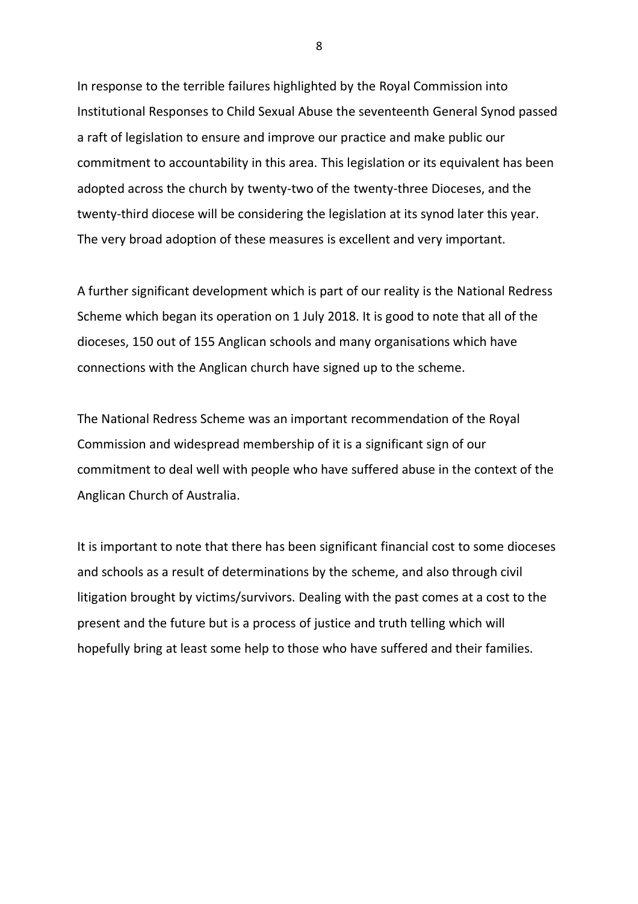In response to the terrible failures highlighted by the Royal Commission into Institutional Responses to Child Sexual Abuse the seventeenth General Synod passed a raft of legislation to ensure and improve our practice and make public our commitment to accountability in this area. This legislation or its equivalent has been adopted across the church by twenty-two of the twenty-three Dioceses, and the twenty-third diocese will be considering the legislation at its synod later this year. The very broad adoption of these measures is excellent and very important.

A further significant development which is part of our reality is the National Redress Scheme which began its operation on 1 July 2018. It is good to note that all of the dioceses, 150 out of 155 Anglican schools and many organisations which have connections with the Anglican church have signed up to the scheme.

The National Redress Scheme was an important recommendation of the Royal Commission and widespread membership of it is a significant sign of our commitment to deal well with people who have suffered abuse in the context of the Anglican Church of Australia.

It is important to note that there has been significant financial cost to some dioceses and schools as a result of determinations by the scheme, and also through civil litigation brought by victims/survivors. Dealing with the past comes at a cost to the present and the future but is a process of justice and truth telling which will hopefully bring at least some help to those who have suffered and their families.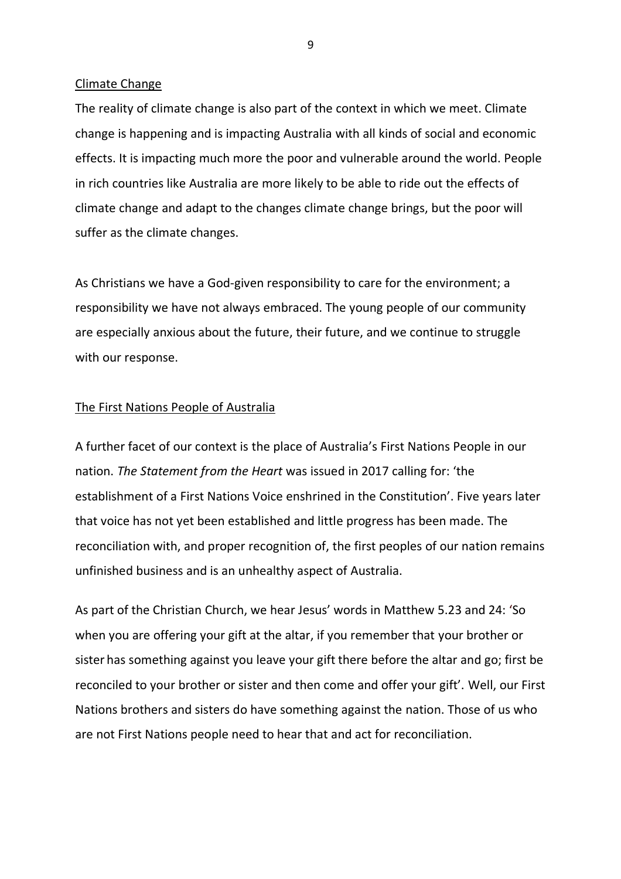## Climate Change

The reality of climate change is also part of the context in which we meet. Climate change is happening and is impacting Australia with all kinds of social and economic effects. It is impacting much more the poor and vulnerable around the world. People in rich countries like Australia are more likely to be able to ride out the effects of climate change and adapt to the changes climate change brings, but the poor will suffer as the climate changes.

As Christians we have a God-given responsibility to care for the environment; a responsibility we have not always embraced. The young people of our community are especially anxious about the future, their future, and we continue to struggle with our response.

## The First Nations People of Australia

A further facet of our context is the place of Australia's First Nations People in our nation. *The Statement from the Heart* was issued in 2017 calling for: 'the establishment of a First Nations Voice enshrined in the Constitution'. Five years later that voice has not yet been established and little progress has been made. The reconciliation with, and proper recognition of, the first peoples of our nation remains unfinished business and is an unhealthy aspect of Australia.

As part of the Christian Church, we hear Jesus' words in Matthew 5.23 and 24: 'So when you are offering your gift at the altar, if you remember that your brother or sister has something against you leave your gift there before the altar and go; first be reconciled to your brother or sister and then come and offer your gift'. Well, our First Nations brothers and sisters do have something against the nation. Those of us who are not First Nations people need to hear that and act for reconciliation.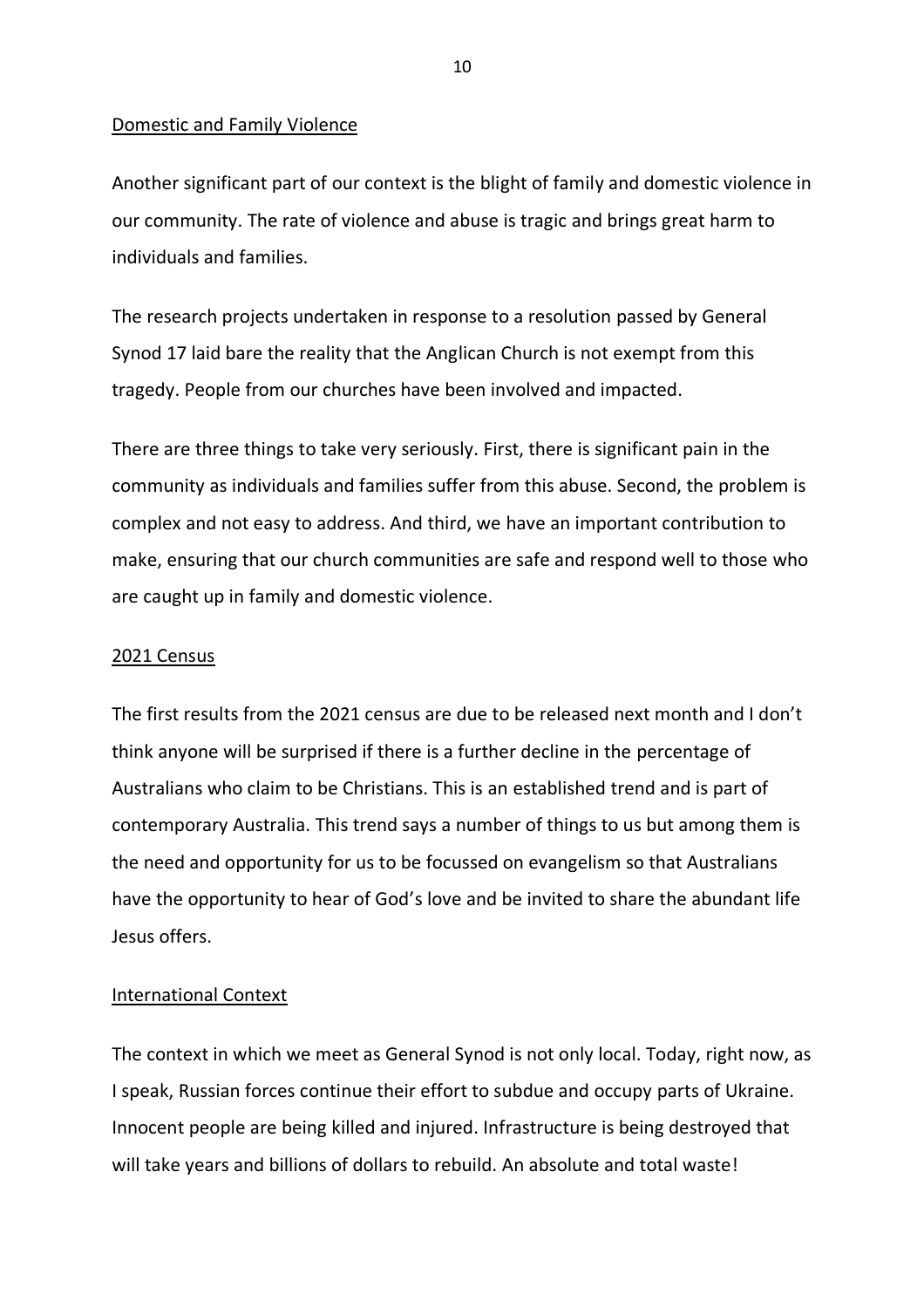## Domestic and Family Violence

Another significant part of our context is the blight of family and domestic violence in our community. The rate of violence and abuse is tragic and brings great harm to individuals and families.

The research projects undertaken in response to a resolution passed by General Synod 17 laid bare the reality that the Anglican Church is not exempt from this tragedy. People from our churches have been involved and impacted.

There are three things to take very seriously. First, there is significant pain in the community as individuals and families suffer from this abuse. Second, the problem is complex and not easy to address. And third, we have an important contribution to make, ensuring that our church communities are safe and respond well to those who are caught up in family and domestic violence.

## 2021 Census

The first results from the 2021 census are due to be released next month and I don't think anyone will be surprised if there is a further decline in the percentage of Australians who claim to be Christians. This is an established trend and is part of contemporary Australia. This trend says a number of things to us but among them is the need and opportunity for us to be focussed on evangelism so that Australians have the opportunity to hear of God's love and be invited to share the abundant life Jesus offers.

## International Context

The context in which we meet as General Synod is not only local. Today, right now, as I speak, Russian forces continue their effort to subdue and occupy parts of Ukraine. Innocent people are being killed and injured. Infrastructure is being destroyed that will take years and billions of dollars to rebuild. An absolute and total waste!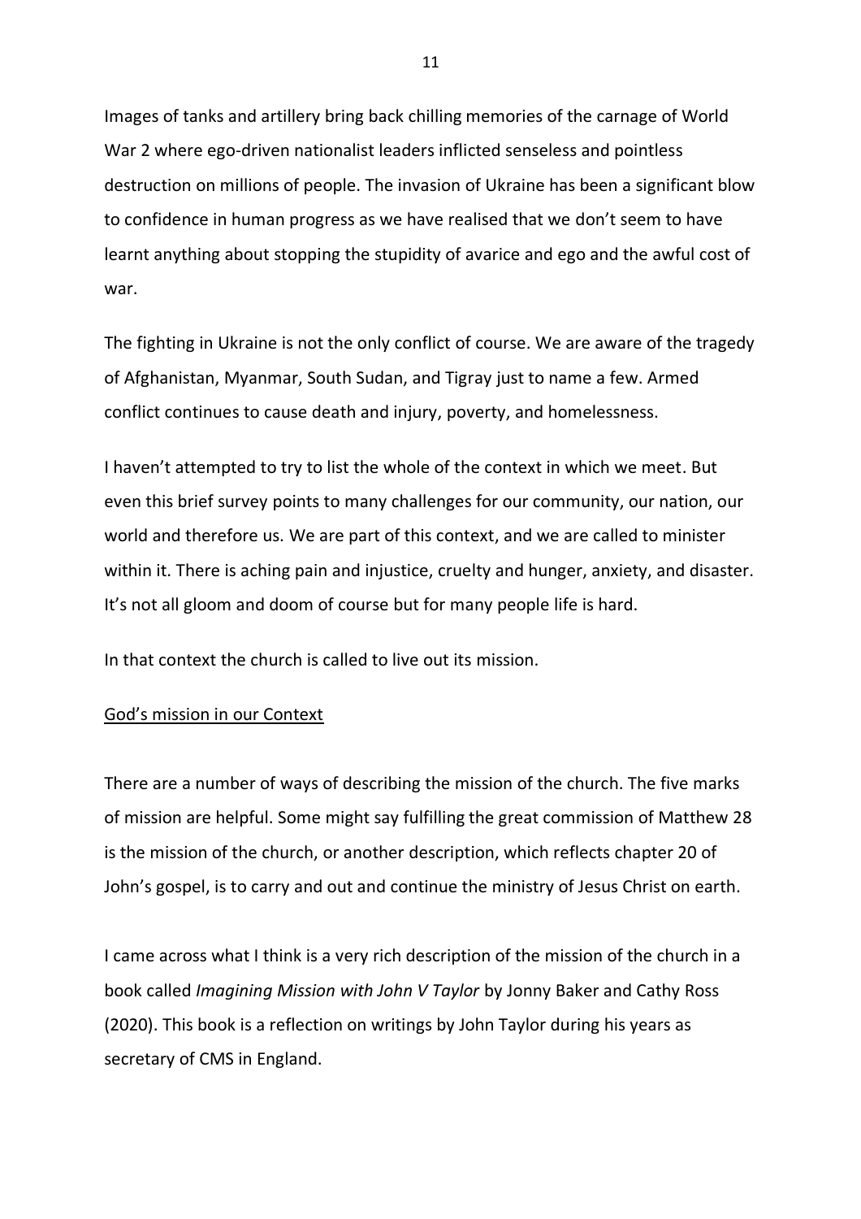Images of tanks and artillery bring back chilling memories of the carnage of World War 2 where ego-driven nationalist leaders inflicted senseless and pointless destruction on millions of people. The invasion of Ukraine has been a significant blow to confidence in human progress as we have realised that we don't seem to have learnt anything about stopping the stupidity of avarice and ego and the awful cost of war.

The fighting in Ukraine is not the only conflict of course. We are aware of the tragedy of Afghanistan, Myanmar, South Sudan, and Tigray just to name a few. Armed conflict continues to cause death and injury, poverty, and homelessness.

I haven't attempted to try to list the whole of the context in which we meet. But even this brief survey points to many challenges for our community, our nation, our world and therefore us. We are part of this context, and we are called to minister within it. There is aching pain and injustice, cruelty and hunger, anxiety, and disaster. It's not all gloom and doom of course but for many people life is hard.

In that context the church is called to live out its mission.

## God's mission in our Context

There are a number of ways of describing the mission of the church. The five marks of mission are helpful. Some might say fulfilling the great commission of Matthew 28 is the mission of the church, or another description, which reflects chapter 20 of John's gospel, is to carry and out and continue the ministry of Jesus Christ on earth.

I came across what I think is a very rich description of the mission of the church in a book called *Imagining Mission with John V Taylor* by Jonny Baker and Cathy Ross (2020). This book is a reflection on writings by John Taylor during his years as secretary of CMS in England.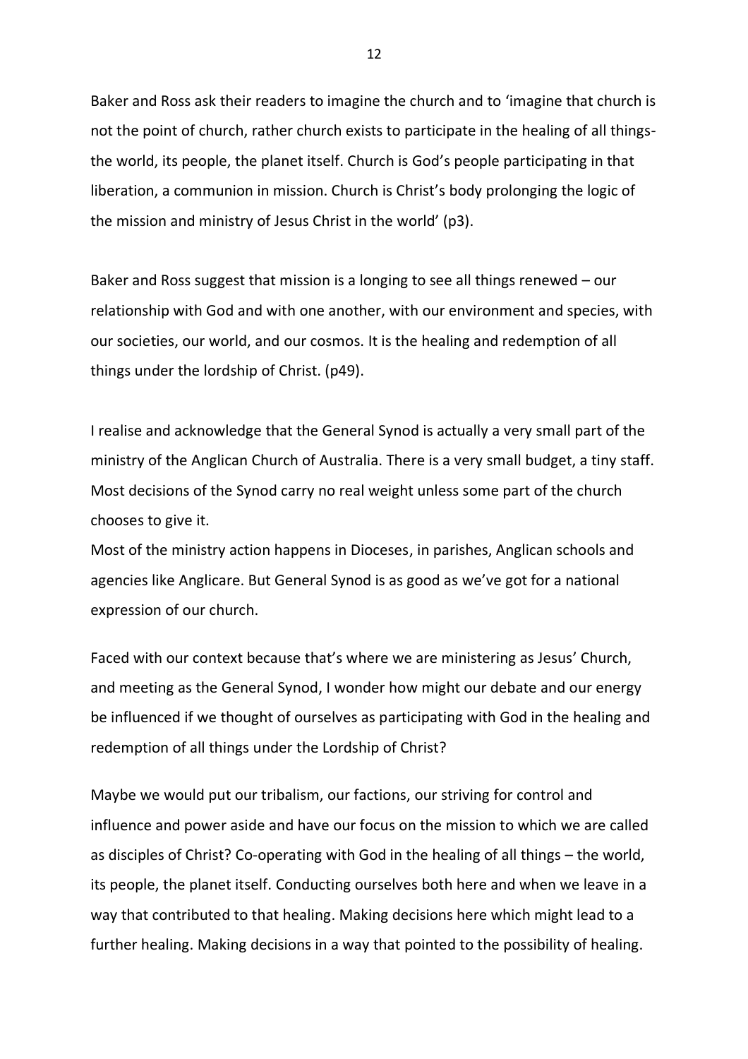Baker and Ross ask their readers to imagine the church and to 'imagine that church is not the point of church, rather church exists to participate in the healing of all things- the world, its people, the planet itself. Church is God's people participating in that liberation, a communion in mission. Church is Christ's body prolonging the logic of the mission and ministry of Jesus Christ in the world' (p3).

Baker and Ross suggest that mission is a longing to see all things renewed – our relationship with God and with one another, with our environment and species, with our societies, our world, and our cosmos. It is the healing and redemption of all things under the lordship of Christ. (p49).

I realise and acknowledge that the General Synod is actually a very small part of the ministry of the Anglican Church of Australia. There is a very small budget, a tiny staff. Most decisions of the Synod carry no real weight unless some part of the church chooses to give it.
Most of the ministry action happens in Dioceses, in parishes, Anglican schools and agencies like Anglicare. But General Synod is as good as we've got for a national expression of our church.

Faced with our context because that's where we are ministering as Jesus' Church, and meeting as the General Synod, I wonder how might our debate and our energy be influenced if we thought of ourselves as participating with God in the healing and redemption of all things under the Lordship of Christ?

Maybe we would put our tribalism, our factions, our striving for control and influence and power aside and have our focus on the mission to which we are called as disciples of Christ? Co-operating with God in the healing of all things – the world, its people, the planet itself. Conducting ourselves both here and when we leave in a way that contributed to that healing. Making decisions here which might lead to a further healing. Making decisions in a way that pointed to the possibility of healing.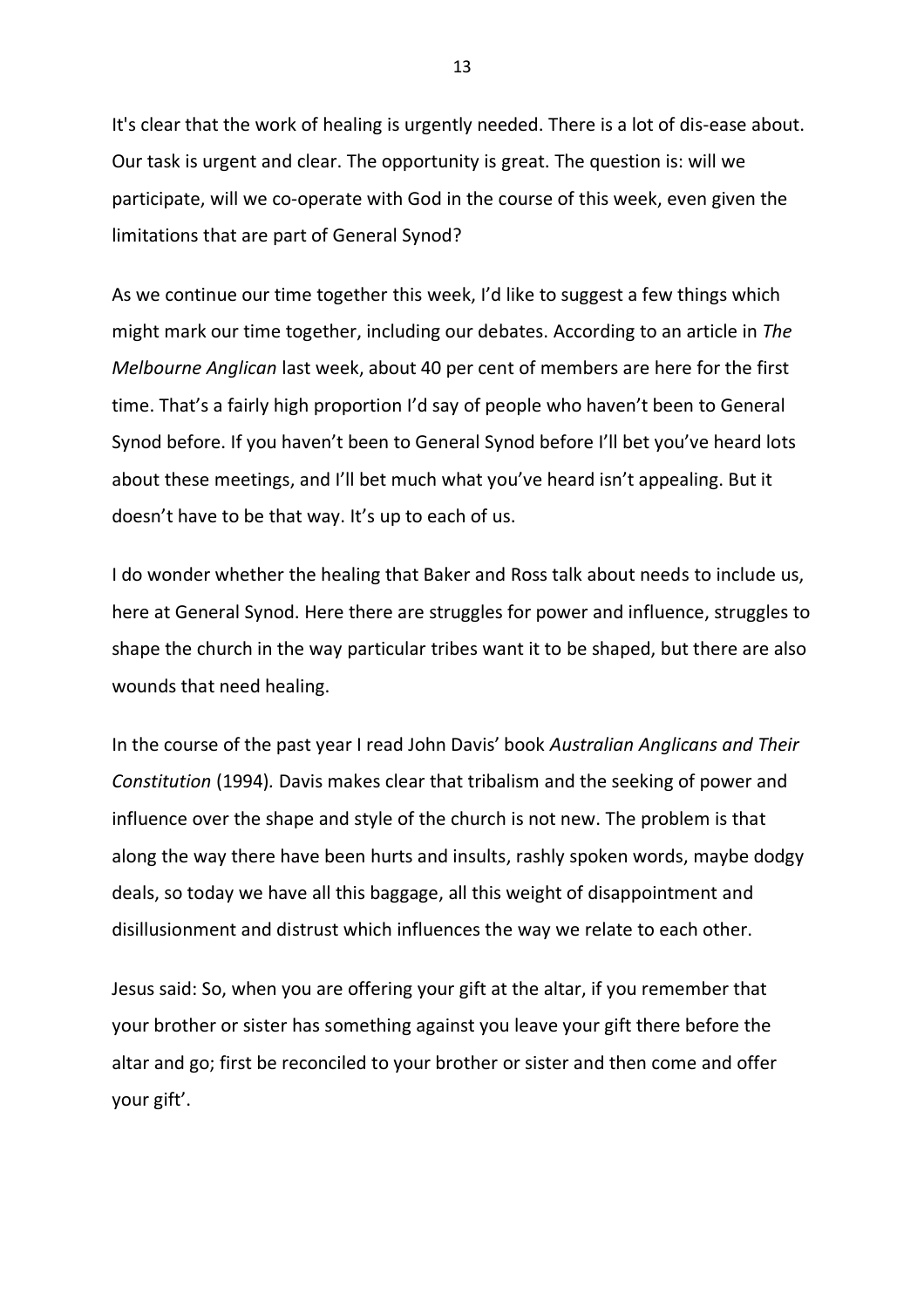It's clear that the work of healing is urgently needed. There is a lot of dis-ease about. Our task is urgent and clear. The opportunity is great. The question is: will we participate, will we co-operate with God in the course of this week, even given the limitations that are part of General Synod?

As we continue our time together this week, I'd like to suggest a few things which might mark our time together, including our debates. According to an article in *The Melbourne Anglican* last week, about 40 per cent of members are here for the first time. That's a fairly high proportion I'd say of people who haven't been to General Synod before. If you haven't been to General Synod before I'll bet you've heard lots about these meetings, and I'll bet much what you've heard isn't appealing. But it doesn't have to be that way. It's up to each of us.

I do wonder whether the healing that Baker and Ross talk about needs to include us, here at General Synod. Here there are struggles for power and influence, struggles to shape the church in the way particular tribes want it to be shaped, but there are also wounds that need healing.

In the course of the past year I read John Davis' book *Australian Anglicans and Their Constitution* (1994). Davis makes clear that tribalism and the seeking of power and influence over the shape and style of the church is not new. The problem is that along the way there have been hurts and insults, rashly spoken words, maybe dodgy deals, so today we have all this baggage, all this weight of disappointment and disillusionment and distrust which influences the way we relate to each other.

Jesus said: So, when you are offering your gift at the altar, if you remember that your brother or sister has something against you leave your gift there before the altar and go; first be reconciled to your brother or sister and then come and offer your gift'.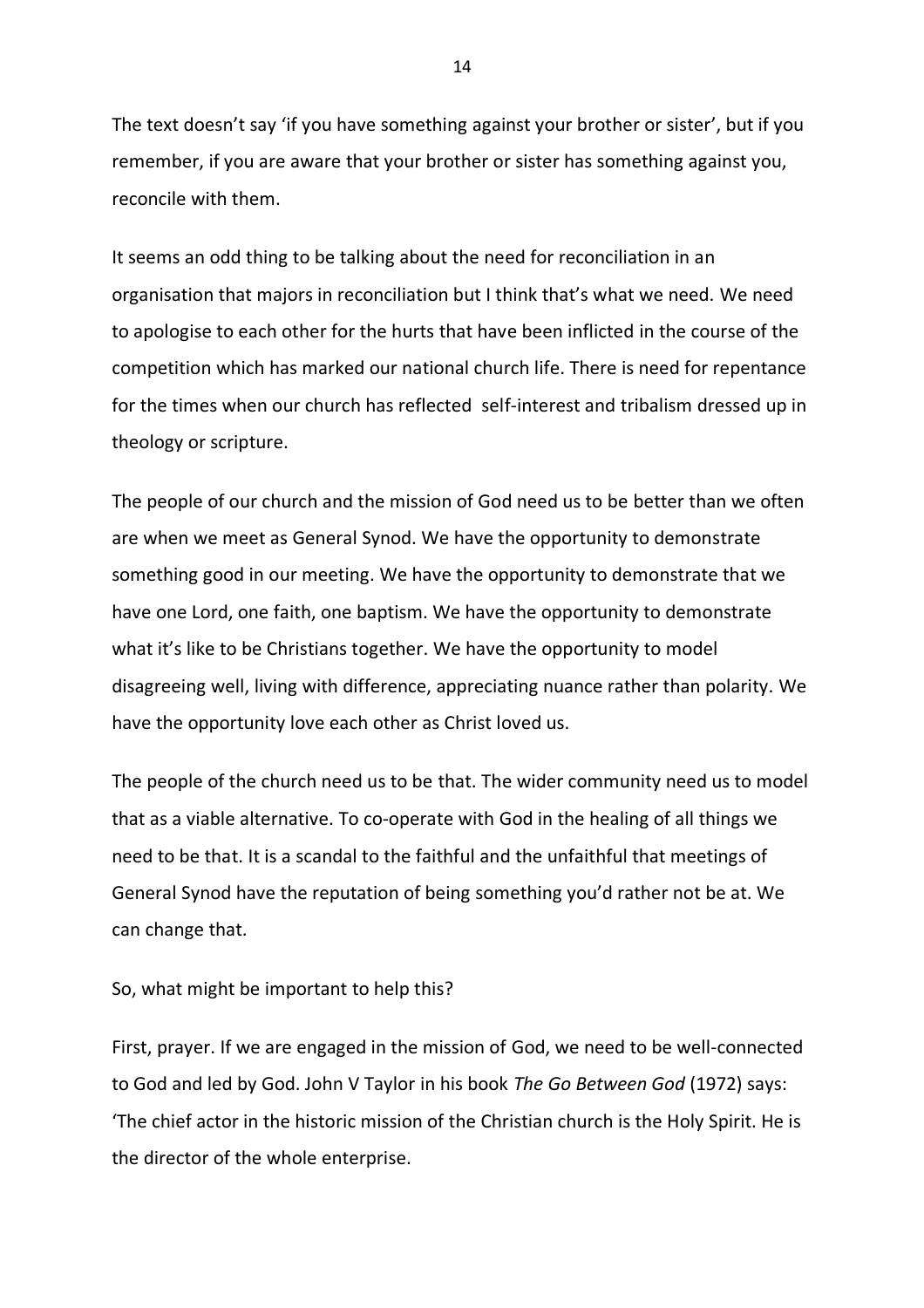The text doesn't say 'if you have something against your brother or sister', but if you remember, if you are aware that your brother or sister has something against you, reconcile with them.

It seems an odd thing to be talking about the need for reconciliation in an organisation that majors in reconciliation but I think that's what we need. We need to apologise to each other for the hurts that have been inflicted in the course of the competition which has marked our national church life. There is need for repentance for the times when our church has reflected self-interest and tribalism dressed up in theology or scripture.

The people of our church and the mission of God need us to be better than we often are when we meet as General Synod. We have the opportunity to demonstrate something good in our meeting. We have the opportunity to demonstrate that we have one Lord, one faith, one baptism. We have the opportunity to demonstrate what it's like to be Christians together. We have the opportunity to model disagreeing well, living with difference, appreciating nuance rather than polarity. We have the opportunity love each other as Christ loved us.

The people of the church need us to be that. The wider community need us to model that as a viable alternative. To co-operate with God in the healing of all things we need to be that. It is a scandal to the faithful and the unfaithful that meetings of General Synod have the reputation of being something you'd rather not be at. We can change that.

So, what might be important to help this?

First, prayer. If we are engaged in the mission of God, we need to be well-connected to God and led by God. John V Taylor in his book *The Go Between God* (1972) says: 'The chief actor in the historic mission of the Christian church is the Holy Spirit. He is the director of the whole enterprise.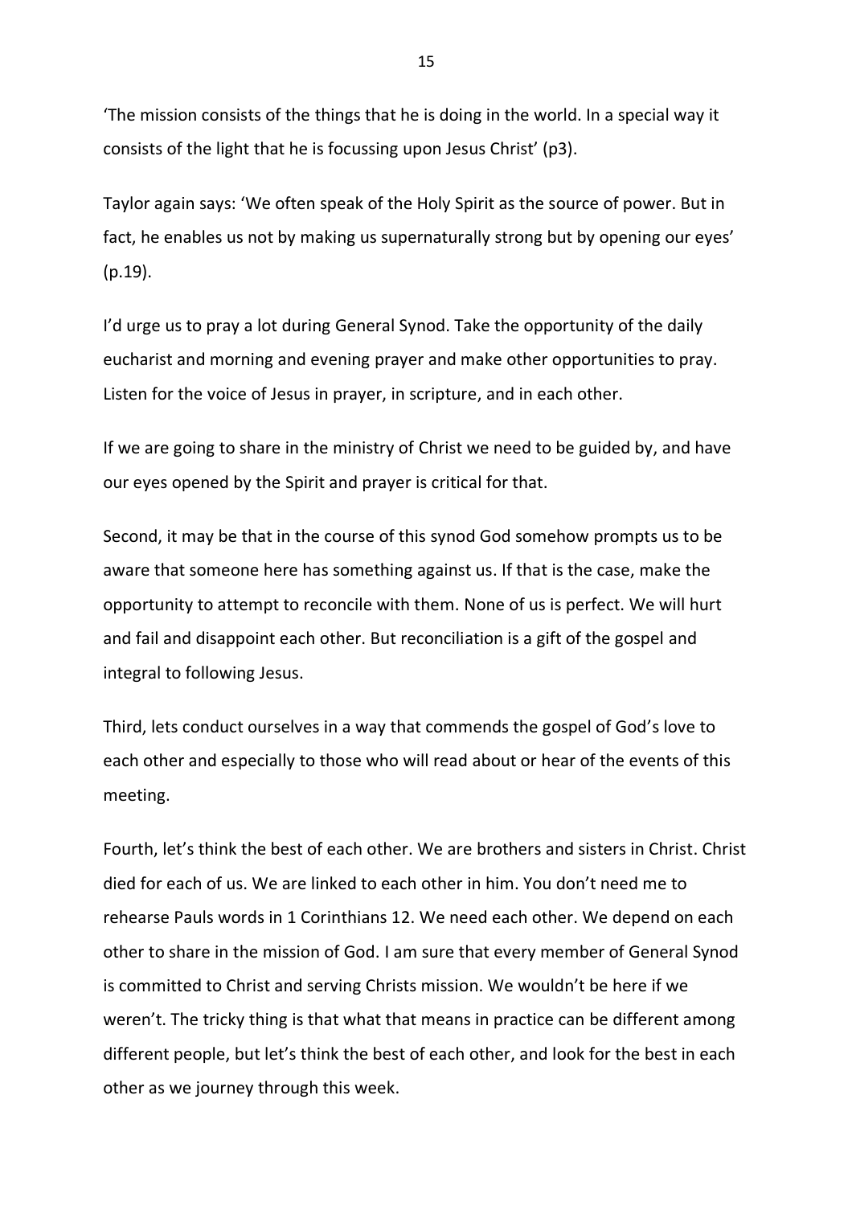'The mission consists of the things that he is doing in the world. In a special way it consists of the light that he is focussing upon Jesus Christ' (p3).

Taylor again says: 'We often speak of the Holy Spirit as the source of power. But in fact, he enables us not by making us supernaturally strong but by opening our eyes' (p.19).

I'd urge us to pray a lot during General Synod. Take the opportunity of the daily eucharist and morning and evening prayer and make other opportunities to pray. Listen for the voice of Jesus in prayer, in scripture, and in each other.

If we are going to share in the ministry of Christ we need to be guided by, and have our eyes opened by the Spirit and prayer is critical for that.

Second, it may be that in the course of this synod God somehow prompts us to be aware that someone here has something against us. If that is the case, make the opportunity to attempt to reconcile with them. None of us is perfect. We will hurt and fail and disappoint each other. But reconciliation is a gift of the gospel and integral to following Jesus.

Third, lets conduct ourselves in a way that commends the gospel of God's love to each other and especially to those who will read about or hear of the events of this meeting.

Fourth, let's think the best of each other. We are brothers and sisters in Christ. Christ died for each of us. We are linked to each other in him. You don't need me to rehearse Pauls words in 1 Corinthians 12. We need each other. We depend on each other to share in the mission of God. I am sure that every member of General Synod is committed to Christ and serving Christs mission. We wouldn't be here if we weren't. The tricky thing is that what that means in practice can be different among different people, but let's think the best of each other, and look for the best in each other as we journey through this week.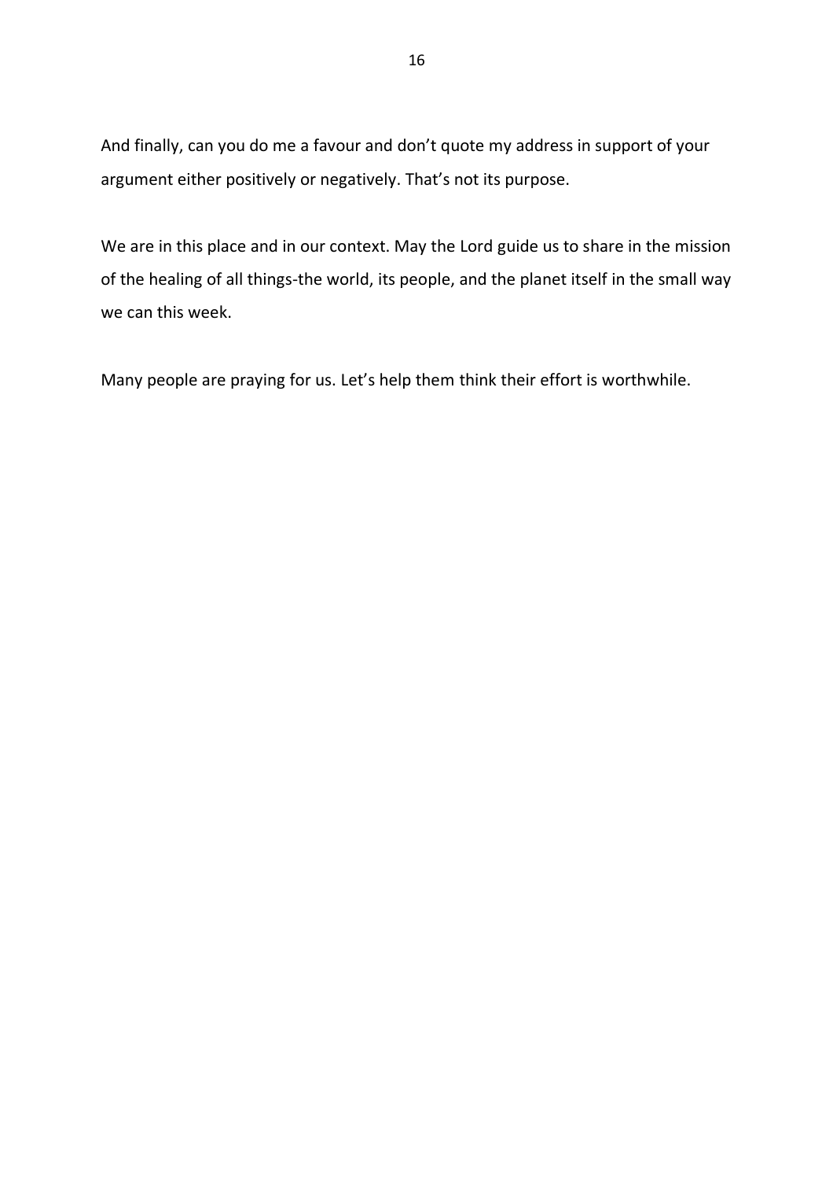And finally, can you do me a favour and don't quote my address in support of your argument either positively or negatively. That's not its purpose.

We are in this place and in our context. May the Lord guide us to share in the mission of the healing of all things-the world, its people, and the planet itself in the small way we can this week.

Many people are praying for us. Let's help them think their effort is worthwhile.